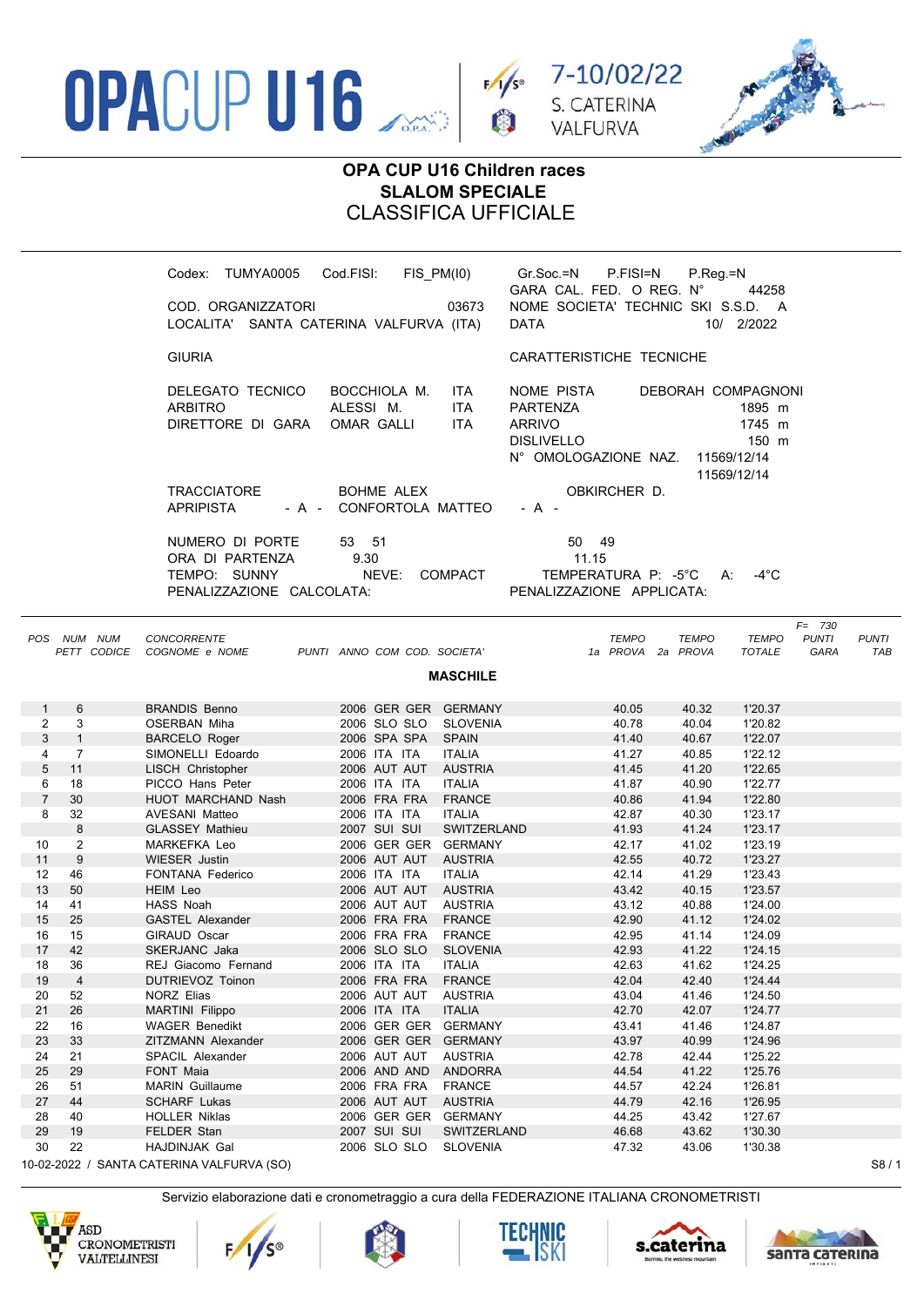OPACUP U16

7-10/02/22
S. CATERINA
VALFURVA

# OPA CUP U16 Children races
## SLALOM SPECIALE
## CLASSIFICA UFFICIALE

Codex: TUMYA0005 Cod.FISI: FIS_PM(I0)
Gr.Soc.=N P.FISI=N P.Reg.=N
GARA CAL. FED. O REG. N° 44258

COD. ORGANIZZATORI 03673
NOME SOCIETA' TECHNIC SKI S.S.D. A
LOCALITA' SANTA CATERINA VALFURVA (ITA)
DATA 10/ 2/2022

GIURIA
DELEGATO TECNICO BOCCHIOLA M. ITA
ARBITRO ALESSI M. ITA
DIRETTORE DI GARA OMAR GALLI ITA

CARATTERISTICHE TECNICHE
NOME PISTA DEBORAH COMPAGNONI
PARTENZA 1895 m
ARRIVO 1745 m
DISLIVELLO 150 m
N° OMOLOGAZIONE NAZ. 11569/12/14
11569/12/14

TRACCIATORE BOHME ALEX OBKIRCHER D.
APRIPISTA - A - CONFORTOLA MATTEO - A -

NUMERO DI PORTE 53 51 50 49
ORA DI PARTENZA 9.30 11.15
TEMPO: SUNNY NEVE: COMPACT TEMPERATURA P: -5°C A: -4°C
PENALIZZAZIONE CALCOLATA: PENALIZZAZIONE APPLICATA:

F= 730

| POS | NUM PETT | NUM CODICE | CONCORRENTE COGNOME e NOME | PUNTI | ANNO | COM | COD. | SOCIETA' | TEMPO 1a PROVA | TEMPO 2a PROVA | TEMPO TOTALE | PUNTI GARA | PUNTI TAB |
|---|---|---|---|---|---|---|---|---|---|---|---|---|---|
| | | | **MASCHILE** | | | | | | | | | | |
| 1 | 6 | | BRANDIS Benno | | 2006 | GER | GER | GERMANY | 40.05 | 40.32 | 1'20.37 | | |
| 2 | 3 | | OSERBAN Miha | | 2006 | SLO | SLO | SLOVENIA | 40.78 | 40.04 | 1'20.82 | | |
| 3 | 1 | | BARCELO Roger | | 2006 | SPA | SPA | SPAIN | 41.40 | 40.67 | 1'22.07 | | |
| 4 | 7 | | SIMONELLI Edoardo | | 2006 | ITA | ITA | ITALIA | 41.27 | 40.85 | 1'22.12 | | |
| 5 | 11 | | LISCH Christopher | | 2006 | AUT | AUT | AUSTRIA | 41.45 | 41.20 | 1'22.65 | | |
| 6 | 18 | | PICCO Hans Peter | | 2006 | ITA | ITA | ITALIA | 41.87 | 40.90 | 1'22.77 | | |
| 7 | 30 | | HUOT MARCHAND Nash | | 2006 | FRA | FRA | FRANCE | 40.86 | 41.94 | 1'22.80 | | |
| 8 | 32 | | AVESANI Matteo | | 2006 | ITA | ITA | ITALIA | 42.87 | 40.30 | 1'23.17 | | |
| | 8 | | GLASSEY Mathieu | | 2007 | SUI | SUI | SWITZERLAND | 41.93 | 41.24 | 1'23.17 | | |
| 10 | 2 | | MARKEFKA Leo | | 2006 | GER | GER | GERMANY | 42.17 | 41.02 | 1'23.19 | | |
| 11 | 9 | | WIESER Justin | | 2006 | AUT | AUT | AUSTRIA | 42.55 | 40.72 | 1'23.27 | | |
| 12 | 46 | | FONTANA Federico | | 2006 | ITA | ITA | ITALIA | 42.14 | 41.29 | 1'23.43 | | |
| 13 | 50 | | HEIM Leo | | 2006 | AUT | AUT | AUSTRIA | 43.42 | 40.15 | 1'23.57 | | |
| 14 | 41 | | HASS Noah | | 2006 | AUT | AUT | AUSTRIA | 43.12 | 40.88 | 1'24.00 | | |
| 15 | 25 | | GASTEL Alexander | | 2006 | FRA | FRA | FRANCE | 42.90 | 41.12 | 1'24.02 | | |
| 16 | 15 | | GIRAUD Oscar | | 2006 | FRA | FRA | FRANCE | 42.95 | 41.14 | 1'24.09 | | |
| 17 | 42 | | SKERJANC Jaka | | 2006 | SLO | SLO | SLOVENIA | 42.93 | 41.22 | 1'24.15 | | |
| 18 | 36 | | REJ Giacomo Fernand | | 2006 | ITA | ITA | ITALIA | 42.63 | 41.62 | 1'24.25 | | |
| 19 | 4 | | DUTRIEVOZ Toinon | | 2006 | FRA | FRA | FRANCE | 42.04 | 42.40 | 1'24.44 | | |
| 20 | 52 | | NORZ Elias | | 2006 | AUT | AUT | AUSTRIA | 43.04 | 41.46 | 1'24.50 | | |
| 21 | 26 | | MARTINI Filippo | | 2006 | ITA | ITA | ITALIA | 42.70 | 42.07 | 1'24.77 | | |
| 22 | 16 | | WAGER Benedikt | | 2006 | GER | GER | GERMANY | 43.41 | 41.46 | 1'24.87 | | |
| 23 | 33 | | ZITZMANN Alexander | | 2006 | GER | GER | GERMANY | 43.97 | 40.99 | 1'24.96 | | |
| 24 | 21 | | SPACIL Alexander | | 2006 | AUT | AUT | AUSTRIA | 42.78 | 42.44 | 1'25.22 | | |
| 25 | 29 | | FONT Maia | | 2006 | AND | AND | ANDORRA | 44.54 | 41.22 | 1'25.76 | | |
| 26 | 51 | | MARIN Guillaume | | 2006 | FRA | FRA | FRANCE | 44.57 | 42.24 | 1'26.81 | | |
| 27 | 44 | | SCHARF Lukas | | 2006 | AUT | AUT | AUSTRIA | 44.79 | 42.16 | 1'26.95 | | |
| 28 | 40 | | HOLLER Niklas | | 2006 | GER | GER | GERMANY | 44.25 | 43.42 | 1'27.67 | | |
| 29 | 19 | | FELDER Stan | | 2007 | SUI | SUI | SWITZERLAND | 46.68 | 43.62 | 1'30.30 | | |
| 30 | 22 | | HAJDINJAK Gal | | 2006 | SLO | SLO | SLOVENIA | 47.32 | 43.06 | 1'30.38 | | |

10-02-2022 / SANTA CATERINA VALFURVA (SO)

Servizio elaborazione dati e cronometraggio a cura della FEDERAZIONE ITALIANA CRONOMETRISTI

ASD CRONOMETRISTI VALTELLINESI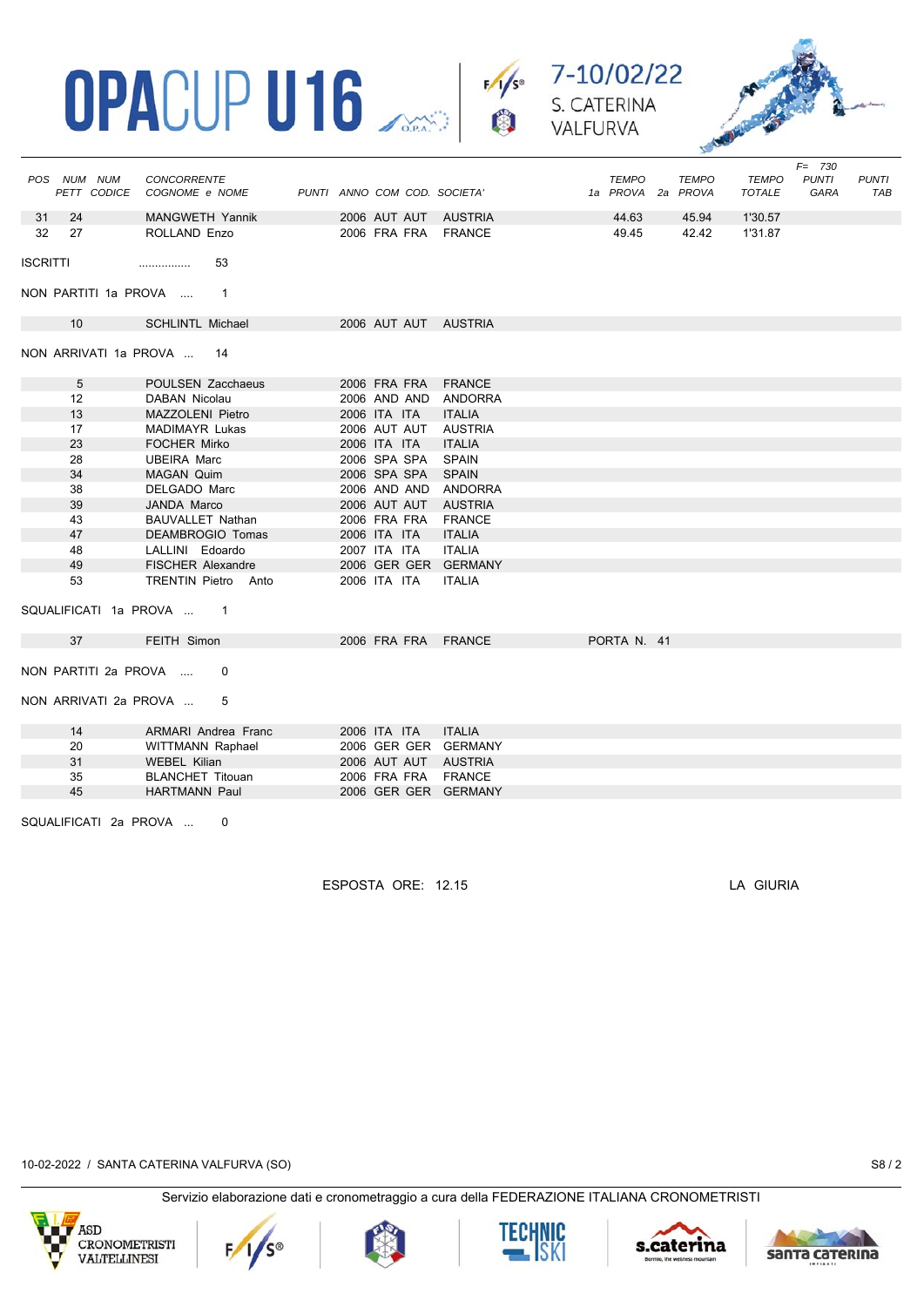# OPACUP U16

7-10/02/22 S. CATERINA VALFURVA

| POS | NUM PETT | NUM CODICE | CONCORRENTE COGNOME e NOME | PUNTI | ANNO | COM | COD. | SOCIETA' | TEMPO 1a PROVA | TEMPO 2a PROVA | TEMPO TOTALE | F= 730 PUNTI GARA | PUNTI TAB |
|---|---|---|---|---|---|---|---|---|---|---|---|---|---|
| 31 | 24 | | MANGWETH Yannik | | 2006 | AUT | AUT | AUSTRIA | 44.63 | 45.94 | 1'30.57 | | |
| 32 | 27 | | ROLLAND Enzo | | 2006 | FRA | FRA | FRANCE | 49.45 | 42.42 | 1'31.87 | | |

ISCRITTI ................ 53

NON PARTITI 1a PROVA .... 1

| NUM PETT | CONCORRENTE | ANNO | COM | COD. | SOCIETA' |
|---|---|---|---|---|---|
| 10 | SCHLINTL Michael | 2006 | AUT | AUT | AUSTRIA |

NON ARRIVATI 1a PROVA ... 14

| NUM PETT | CONCORRENTE | ANNO | COM | COD. | SOCIETA' |
|---|---|---|---|---|---|
| 5 | POULSEN Zacchaeus | 2006 | FRA | FRA | FRANCE |
| 12 | DABAN Nicolau | 2006 | AND | AND | ANDORRA |
| 13 | MAZZOLENI Pietro | 2006 | ITA | ITA | ITALIA |
| 17 | MADIMAYR Lukas | 2006 | AUT | AUT | AUSTRIA |
| 23 | FOCHER Mirko | 2006 | ITA | ITA | ITALIA |
| 28 | UBEIRA Marc | 2006 | SPA | SPA | SPAIN |
| 34 | MAGAN Quim | 2006 | SPA | SPA | SPAIN |
| 38 | DELGADO Marc | 2006 | AND | AND | ANDORRA |
| 39 | JANDA Marco | 2006 | AUT | AUT | AUSTRIA |
| 43 | BAUVALLET Nathan | 2006 | FRA | FRA | FRANCE |
| 47 | DEAMBROGIO Tomas | 2006 | ITA | ITA | ITALIA |
| 48 | LALLINI Edoardo | 2007 | ITA | ITA | ITALIA |
| 49 | FISCHER Alexandre | 2006 | GER | GER | GERMANY |
| 53 | TRENTIN Pietro Anto | 2006 | ITA | ITA | ITALIA |

SQUALIFICATI 1a PROVA ... 1

| NUM PETT | CONCORRENTE | ANNO | COM | COD. | SOCIETA' | |
|---|---|---|---|---|---|---|
| 37 | FEITH Simon | 2006 | FRA | FRA | FRANCE | PORTA N. 41 |

NON PARTITI 2a PROVA .... 0

NON ARRIVATI 2a PROVA ... 5

| NUM PETT | CONCORRENTE | ANNO | COM | COD. | SOCIETA' |
|---|---|---|---|---|---|
| 14 | ARMARI Andrea Franc | 2006 | ITA | ITA | ITALIA |
| 20 | WITTMANN Raphael | 2006 | GER | GER | GERMANY |
| 31 | WEBEL Kilian | 2006 | AUT | AUT | AUSTRIA |
| 35 | BLANCHET Titouan | 2006 | FRA | FRA | FRANCE |
| 45 | HARTMANN Paul | 2006 | GER | GER | GERMANY |

SQUALIFICATI 2a PROVA ... 0

ESPOSTA ORE: 12.15

LA GIURIA

10-02-2022 / SANTA CATERINA VALFURVA (SO)

Servizio elaborazione dati e cronometraggio a cura della FEDERAZIONE ITALIANA CRONOMETRISTI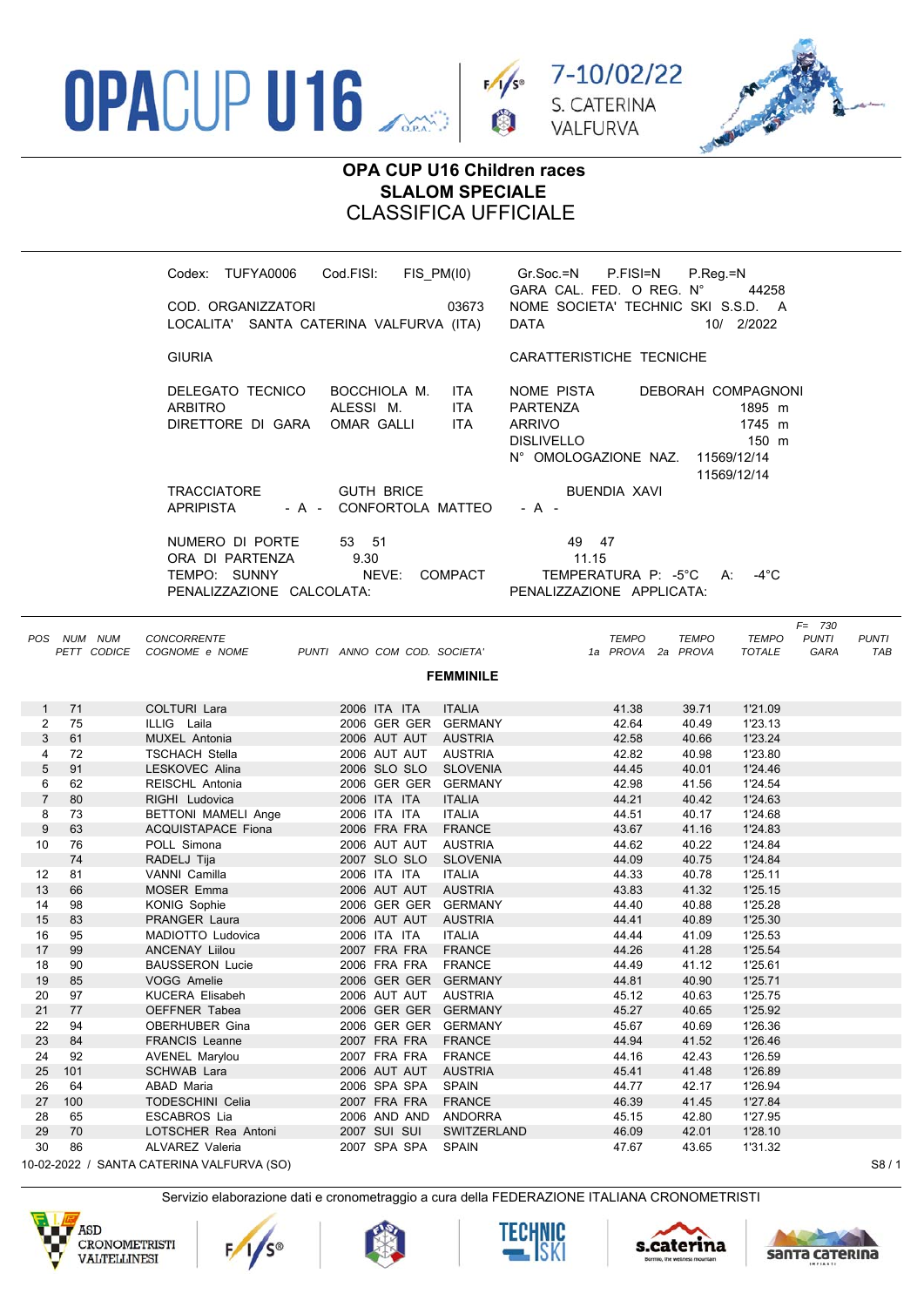# OPA CUP U16 Children races
## SLALOM SPECIALE
## CLASSIFICA UFFICIALE

Codex: TUFYA0006 Cod.FISI: FIS_PM(I0)

Gr.Soc.=N P.FISI=N P.Reg.=N

GARA CAL. FED. O REG. N° 44258

COD. ORGANIZZATORI 03673

NOME SOCIETA' TECHNIC SKI S.S.D. A

LOCALITA' SANTA CATERINA VALFURVA (ITA)

DATA 10/ 2/2022

GIURIA

CARATTERISTICHE TECNICHE

| | | | | |
|---|---|---|---|---|
| DELEGATO TECNICO | BOCCHIOLA M. | ITA | NOME PISTA | DEBORAH COMPAGNONI |
| ARBITRO | ALESSI M. | ITA | PARTENZA | 1895 m |
| DIRETTORE DI GARA | OMAR GALLI | ITA | ARRIVO | 1745 m |
| | | | DISLIVELLO | 150 m |
| | | | N° OMOLOGAZIONE NAZ. | 11569/12/14 |
| | | | | 11569/12/14 |

TRACCIATORE GUTH BRICE BUENDIA XAVI

APRIPISTA - A - CONFORTOLA MATTEO - A -

NUMERO DI PORTE 53 51 49 47

ORA DI PARTENZA 9.30 11.15

TEMPO: SUNNY NEVE: COMPACT TEMPERATURA P: -5°C A: -4°C

PENALIZZAZIONE CALCOLATA: PENALIZZAZIONE APPLICATA:

F= 730

**FEMMINILE**

| POS | NUM PETT | NUM CODICE | CONCORRENTE COGNOME e NOME | PUNTI | ANNO | COM | COD. | SOCIETA' | TEMPO 1a PROVA | TEMPO 2a PROVA | TEMPO TOTALE | PUNTI GARA | PUNTI TAB |
|---|---|---|---|---|---|---|---|---|---|---|---|---|---|
| 1 | 71 | | COLTURI Lara | | 2006 | ITA | ITA | ITALIA | 41.38 | 39.71 | 1'21.09 | | |
| 2 | 75 | | ILLIG Laila | | 2006 | GER | GER | GERMANY | 42.64 | 40.49 | 1'23.13 | | |
| 3 | 61 | | MUXEL Antonia | | 2006 | AUT | AUT | AUSTRIA | 42.58 | 40.66 | 1'23.24 | | |
| 4 | 72 | | TSCHACH Stella | | 2006 | AUT | AUT | AUSTRIA | 42.82 | 40.98 | 1'23.80 | | |
| 5 | 91 | | LESKOVEC Alina | | 2006 | SLO | SLO | SLOVENIA | 44.45 | 40.01 | 1'24.46 | | |
| 6 | 62 | | REISCHL Antonia | | 2006 | GER | GER | GERMANY | 42.98 | 41.56 | 1'24.54 | | |
| 7 | 80 | | RIGHI Ludovica | | 2006 | ITA | ITA | ITALIA | 44.21 | 40.42 | 1'24.63 | | |
| 8 | 73 | | BETTONI MAMELI Ange | | 2006 | ITA | ITA | ITALIA | 44.51 | 40.17 | 1'24.68 | | |
| 9 | 63 | | ACQUISTAPACE Fiona | | 2006 | FRA | FRA | FRANCE | 43.67 | 41.16 | 1'24.83 | | |
| 10 | 76 | | POLL Simona | | 2006 | AUT | AUT | AUSTRIA | 44.62 | 40.22 | 1'24.84 | | |
| | 74 | | RADELJ Tija | | 2007 | SLO | SLO | SLOVENIA | 44.09 | 40.75 | 1'24.84 | | |
| 12 | 81 | | VANNI Camilla | | 2006 | ITA | ITA | ITALIA | 44.33 | 40.78 | 1'25.11 | | |
| 13 | 66 | | MOSER Emma | | 2006 | AUT | AUT | AUSTRIA | 43.83 | 41.32 | 1'25.15 | | |
| 14 | 98 | | KONIG Sophie | | 2006 | GER | GER | GERMANY | 44.40 | 40.88 | 1'25.28 | | |
| 15 | 83 | | PRANGER Laura | | 2006 | AUT | AUT | AUSTRIA | 44.41 | 40.89 | 1'25.30 | | |
| 16 | 95 | | MADIOTTO Ludovica | | 2006 | ITA | ITA | ITALIA | 44.44 | 41.09 | 1'25.53 | | |
| 17 | 99 | | ANCENAY Lilou | | 2007 | FRA | FRA | FRANCE | 44.26 | 41.28 | 1'25.54 | | |
| 18 | 90 | | BAUSSERON Lucie | | 2006 | FRA | FRA | FRANCE | 44.49 | 41.12 | 1'25.61 | | |
| 19 | 85 | | VOGG Amelie | | 2006 | GER | GER | GERMANY | 44.81 | 40.90 | 1'25.71 | | |
| 20 | 97 | | KUCERA Elisabeh | | 2006 | AUT | AUT | AUSTRIA | 45.12 | 40.63 | 1'25.75 | | |
| 21 | 77 | | OEFFNER Tabea | | 2006 | GER | GER | GERMANY | 45.27 | 40.65 | 1'25.92 | | |
| 22 | 94 | | OBERHUBER Gina | | 2006 | GER | GER | GERMANY | 45.67 | 40.69 | 1'26.36 | | |
| 23 | 84 | | FRANCIS Leanne | | 2007 | FRA | FRA | FRANCE | 44.94 | 41.52 | 1'26.46 | | |
| 24 | 92 | | AVENEL Marylou | | 2007 | FRA | FRA | FRANCE | 44.16 | 42.43 | 1'26.59 | | |
| 25 | 101 | | SCHWAB Lara | | 2006 | AUT | AUT | AUSTRIA | 45.41 | 41.48 | 1'26.89 | | |
| 26 | 64 | | ABAD Maria | | 2006 | SPA | SPA | SPAIN | 44.77 | 42.17 | 1'26.94 | | |
| 27 | 100 | | TODESCHINI Celia | | 2007 | FRA | FRA | FRANCE | 46.39 | 41.45 | 1'27.84 | | |
| 28 | 65 | | ESCABROS Lia | | 2006 | AND | AND | ANDORRA | 45.15 | 42.80 | 1'27.95 | | |
| 29 | 70 | | LOTSCHER Rea Antoni | | 2007 | SUI | SUI | SWITZERLAND | 46.09 | 42.01 | 1'28.10 | | |
| 30 | 86 | | ALVAREZ Valeria | | 2007 | SPA | SPA | SPAIN | 47.67 | 43.65 | 1'31.32 | | |

10-02-2022 / SANTA CATERINA VALFURVA (SO)

Servizio elaborazione dati e cronometraggio a cura della FEDERAZIONE ITALIANA CRONOMETRISTI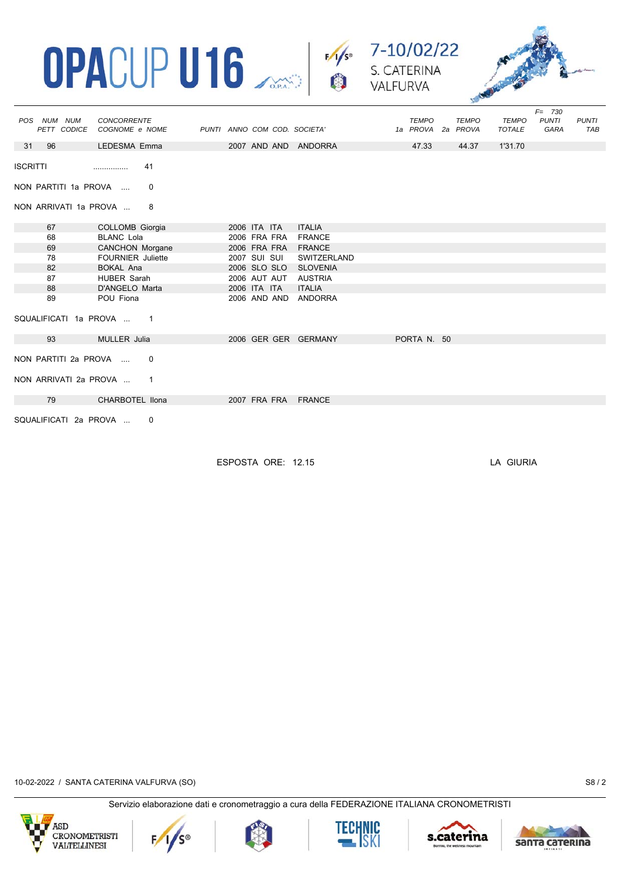OPACUP U16

7-10/02/22
S. CATERINA
VALFURVA

| POS | NUM PETT | NUM CODICE | CONCORRENTE COGNOME e NOME | PUNTI | ANNO | COM | COD. | SOCIETA' | TEMPO 1a PROVA | TEMPO 2a PROVA | TEMPO TOTALE | F= 730 PUNTI GARA | PUNTI TAB |
|---|---|---|---|---|---|---|---|---|---|---|---|---|---|
| 31 | 96 | | LEDESMA Emma | | 2007 | AND | AND | ANDORRA | 47.33 | 44.37 | 1'31.70 | | |

ISCRITTI ................ 41

NON PARTITI 1a PROVA .... 0

NON ARRIVATI 1a PROVA ... 8

| NUM PETT | CONCORRENTE | ANNO | COM | COD. | SOCIETA' |
|---|---|---|---|---|---|
| 67 | COLLOMB Giorgia | 2006 | ITA | ITA | ITALIA |
| 68 | BLANC Lola | 2006 | FRA | FRA | FRANCE |
| 69 | CANCHON Morgane | 2006 | FRA | FRA | FRANCE |
| 78 | FOURNIER Juliette | 2007 | SUI | SUI | SWITZERLAND |
| 82 | BOKAL Ana | 2006 | SLO | SLO | SLOVENIA |
| 87 | HUBER Sarah | 2006 | AUT | AUT | AUSTRIA |
| 88 | D'ANGELO Marta | 2006 | ITA | ITA | ITALIA |
| 89 | POU Fiona | 2006 | AND | AND | ANDORRA |

SQUALIFICATI 1a PROVA ... 1

| NUM PETT | CONCORRENTE | ANNO | COM | COD. | SOCIETA' | |
|---|---|---|---|---|---|---|
| 93 | MULLER Julia | 2006 | GER | GER | GERMANY | PORTA N. 50 |

NON PARTITI 2a PROVA .... 0

NON ARRIVATI 2a PROVA ... 1

| NUM PETT | CONCORRENTE | ANNO | COM | COD. | SOCIETA' |
|---|---|---|---|---|---|
| 79 | CHARBOTEL Ilona | 2007 | FRA | FRA | FRANCE |

SQUALIFICATI 2a PROVA ... 0

ESPOSTA ORE: 12.15

LA GIURIA

10-02-2022 / SANTA CATERINA VALFURVA (SO)

Servizio elaborazione dati e cronometraggio a cura della FEDERAZIONE ITALIANA CRONOMETRISTI